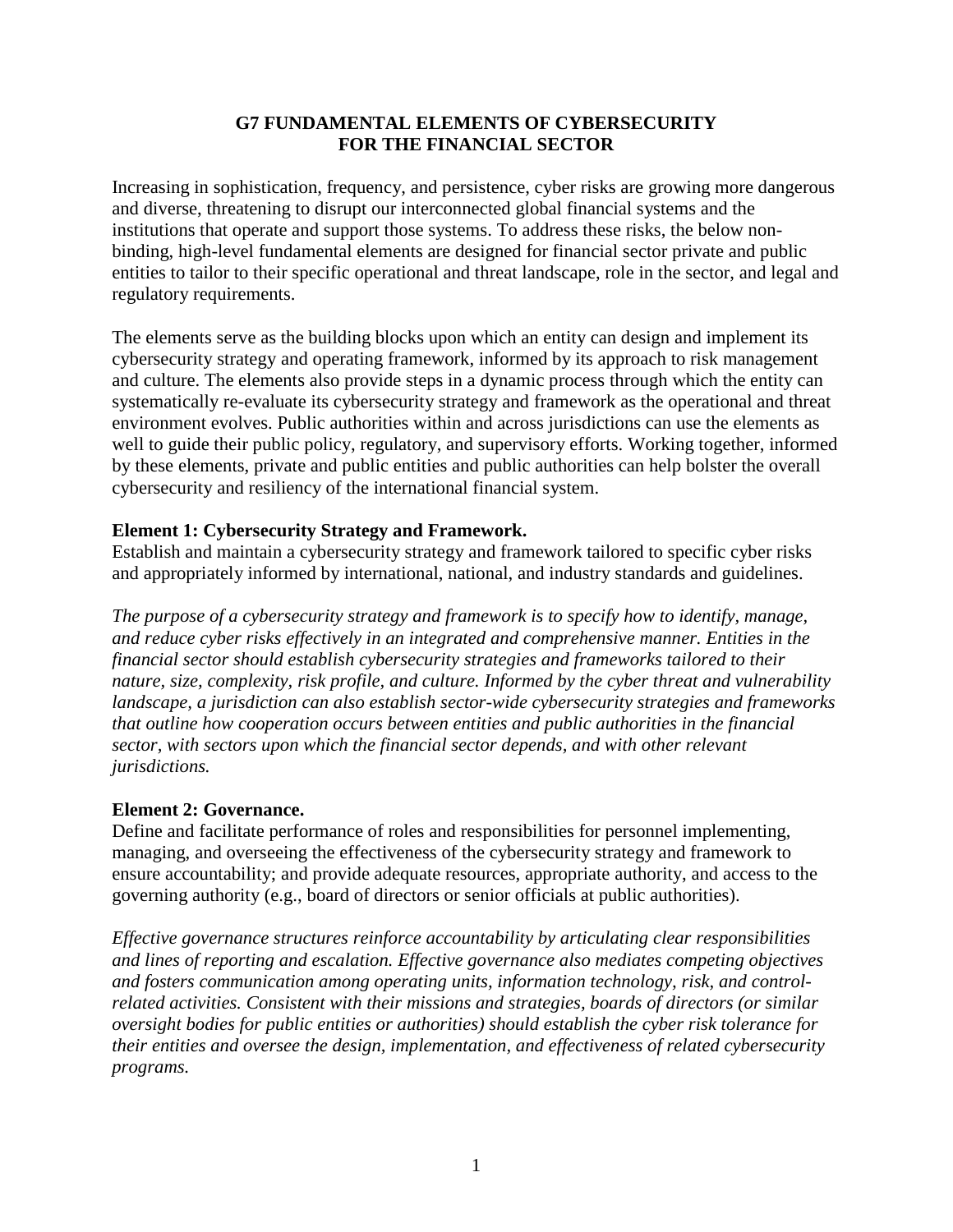# G7 FUNDAMENTAL ELEMENTS OF CYBERSECURITY FOR THE FINANCIAL SECTOR

Increasing in sophistication, frequency, and persistence, cyber risks are growing more dangerous and diverse, threatening to disrupt our interconnected global financial systems and the institutions that operate and support those systems. To address these risks, the below non-binding, high-level fundamental elements are designed for financial sector private and public entities to tailor to their specific operational and threat landscape, role in the sector, and legal and regulatory requirements.

The elements serve as the building blocks upon which an entity can design and implement its cybersecurity strategy and operating framework, informed by its approach to risk management and culture. The elements also provide steps in a dynamic process through which the entity can systematically re-evaluate its cybersecurity strategy and framework as the operational and threat environment evolves. Public authorities within and across jurisdictions can use the elements as well to guide their public policy, regulatory, and supervisory efforts. Working together, informed by these elements, private and public entities and public authorities can help bolster the overall cybersecurity and resiliency of the international financial system.

**Element 1: Cybersecurity Strategy and Framework.**
Establish and maintain a cybersecurity strategy and framework tailored to specific cyber risks and appropriately informed by international, national, and industry standards and guidelines.

*The purpose of a cybersecurity strategy and framework is to specify how to identify, manage, and reduce cyber risks effectively in an integrated and comprehensive manner. Entities in the financial sector should establish cybersecurity strategies and frameworks tailored to their nature, size, complexity, risk profile, and culture. Informed by the cyber threat and vulnerability landscape, a jurisdiction can also establish sector-wide cybersecurity strategies and frameworks that outline how cooperation occurs between entities and public authorities in the financial sector, with sectors upon which the financial sector depends, and with other relevant jurisdictions.*

**Element 2: Governance.**
Define and facilitate performance of roles and responsibilities for personnel implementing, managing, and overseeing the effectiveness of the cybersecurity strategy and framework to ensure accountability; and provide adequate resources, appropriate authority, and access to the governing authority (e.g., board of directors or senior officials at public authorities).

*Effective governance structures reinforce accountability by articulating clear responsibilities and lines of reporting and escalation. Effective governance also mediates competing objectives and fosters communication among operating units, information technology, risk, and control-related activities. Consistent with their missions and strategies, boards of directors (or similar oversight bodies for public entities or authorities) should establish the cyber risk tolerance for their entities and oversee the design, implementation, and effectiveness of related cybersecurity programs.*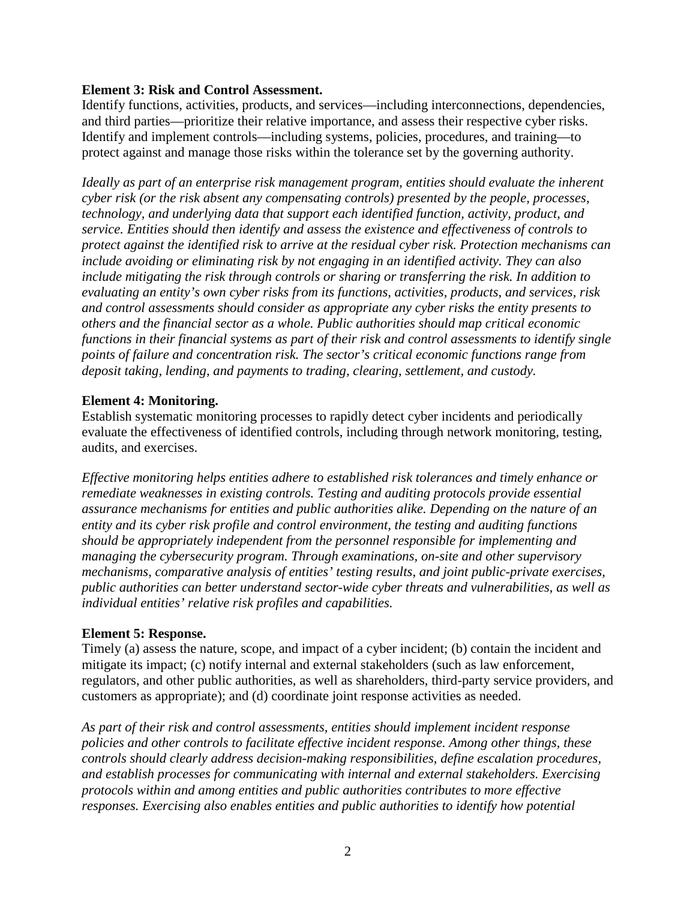**Element 3: Risk and Control Assessment.**
Identify functions, activities, products, and services—including interconnections, dependencies, and third parties—prioritize their relative importance, and assess their respective cyber risks. Identify and implement controls—including systems, policies, procedures, and training—to protect against and manage those risks within the tolerance set by the governing authority.

*Ideally as part of an enterprise risk management program, entities should evaluate the inherent cyber risk (or the risk absent any compensating controls) presented by the people, processes, technology, and underlying data that support each identified function, activity, product, and service. Entities should then identify and assess the existence and effectiveness of controls to protect against the identified risk to arrive at the residual cyber risk. Protection mechanisms can include avoiding or eliminating risk by not engaging in an identified activity. They can also include mitigating the risk through controls or sharing or transferring the risk. In addition to evaluating an entity's own cyber risks from its functions, activities, products, and services, risk and control assessments should consider as appropriate any cyber risks the entity presents to others and the financial sector as a whole. Public authorities should map critical economic functions in their financial systems as part of their risk and control assessments to identify single points of failure and concentration risk. The sector's critical economic functions range from deposit taking, lending, and payments to trading, clearing, settlement, and custody.*

**Element 4: Monitoring.**
Establish systematic monitoring processes to rapidly detect cyber incidents and periodically evaluate the effectiveness of identified controls, including through network monitoring, testing, audits, and exercises.

*Effective monitoring helps entities adhere to established risk tolerances and timely enhance or remediate weaknesses in existing controls. Testing and auditing protocols provide essential assurance mechanisms for entities and public authorities alike. Depending on the nature of an entity and its cyber risk profile and control environment, the testing and auditing functions should be appropriately independent from the personnel responsible for implementing and managing the cybersecurity program. Through examinations, on-site and other supervisory mechanisms, comparative analysis of entities' testing results, and joint public-private exercises, public authorities can better understand sector-wide cyber threats and vulnerabilities, as well as individual entities' relative risk profiles and capabilities.*

**Element 5: Response.**
Timely (a) assess the nature, scope, and impact of a cyber incident; (b) contain the incident and mitigate its impact; (c) notify internal and external stakeholders (such as law enforcement, regulators, and other public authorities, as well as shareholders, third-party service providers, and customers as appropriate); and (d) coordinate joint response activities as needed.

*As part of their risk and control assessments, entities should implement incident response policies and other controls to facilitate effective incident response. Among other things, these controls should clearly address decision-making responsibilities, define escalation procedures, and establish processes for communicating with internal and external stakeholders. Exercising protocols within and among entities and public authorities contributes to more effective responses. Exercising also enables entities and public authorities to identify how potential*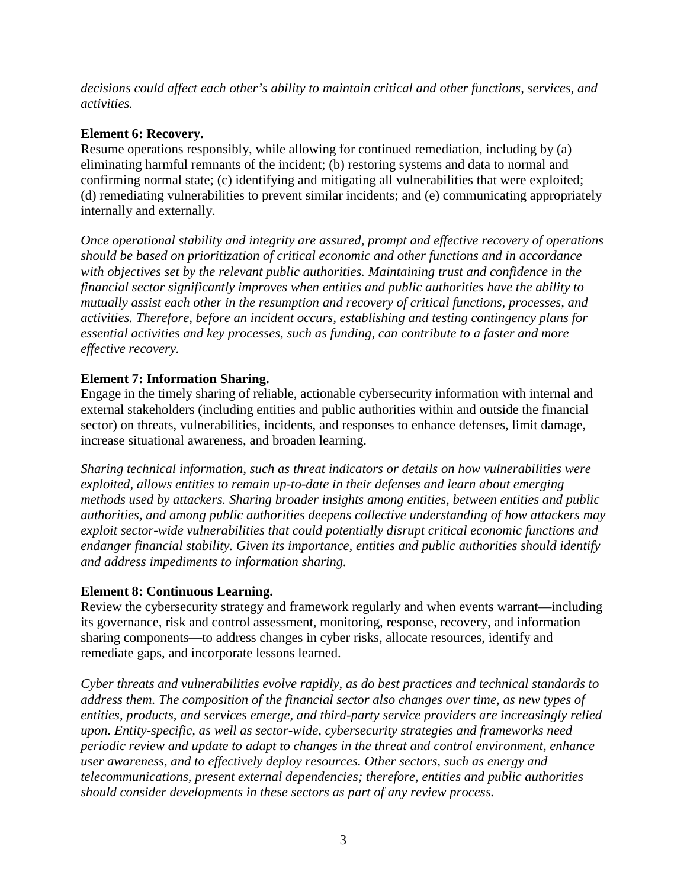*decisions could affect each other's ability to maintain critical and other functions, services, and activities.*

**Element 6: Recovery.**

Resume operations responsibly, while allowing for continued remediation, including by (a) eliminating harmful remnants of the incident; (b) restoring systems and data to normal and confirming normal state; (c) identifying and mitigating all vulnerabilities that were exploited; (d) remediating vulnerabilities to prevent similar incidents; and (e) communicating appropriately internally and externally.

*Once operational stability and integrity are assured, prompt and effective recovery of operations should be based on prioritization of critical economic and other functions and in accordance with objectives set by the relevant public authorities. Maintaining trust and confidence in the financial sector significantly improves when entities and public authorities have the ability to mutually assist each other in the resumption and recovery of critical functions, processes, and activities. Therefore, before an incident occurs, establishing and testing contingency plans for essential activities and key processes, such as funding, can contribute to a faster and more effective recovery.*

**Element 7: Information Sharing.**

Engage in the timely sharing of reliable, actionable cybersecurity information with internal and external stakeholders (including entities and public authorities within and outside the financial sector) on threats, vulnerabilities, incidents, and responses to enhance defenses, limit damage, increase situational awareness, and broaden learning.

*Sharing technical information, such as threat indicators or details on how vulnerabilities were exploited, allows entities to remain up-to-date in their defenses and learn about emerging methods used by attackers. Sharing broader insights among entities, between entities and public authorities, and among public authorities deepens collective understanding of how attackers may exploit sector-wide vulnerabilities that could potentially disrupt critical economic functions and endanger financial stability. Given its importance, entities and public authorities should identify and address impediments to information sharing.*

**Element 8: Continuous Learning.**

Review the cybersecurity strategy and framework regularly and when events warrant—including its governance, risk and control assessment, monitoring, response, recovery, and information sharing components—to address changes in cyber risks, allocate resources, identify and remediate gaps, and incorporate lessons learned.

*Cyber threats and vulnerabilities evolve rapidly, as do best practices and technical standards to address them. The composition of the financial sector also changes over time, as new types of entities, products, and services emerge, and third-party service providers are increasingly relied upon. Entity-specific, as well as sector-wide, cybersecurity strategies and frameworks need periodic review and update to adapt to changes in the threat and control environment, enhance user awareness, and to effectively deploy resources. Other sectors, such as energy and telecommunications, present external dependencies; therefore, entities and public authorities should consider developments in these sectors as part of any review process.*